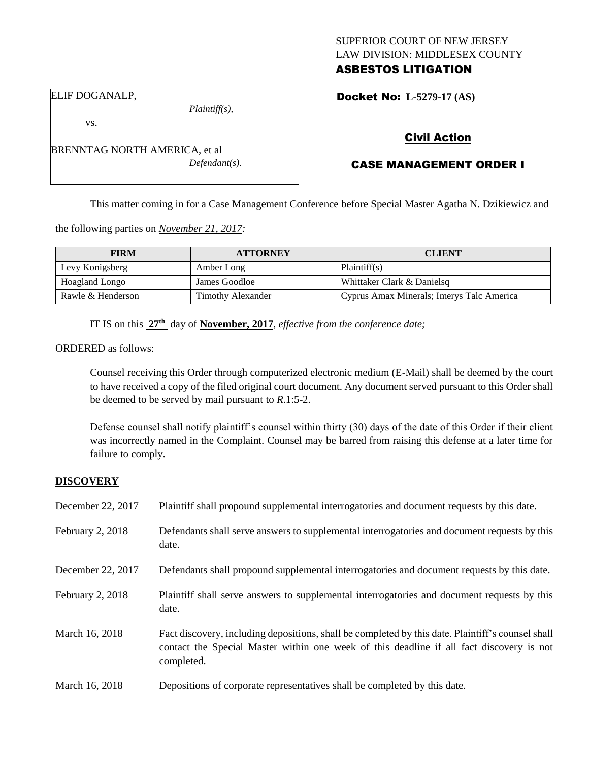SUPERIOR COURT OF NEW JERSEY
LAW DIVISION: MIDDLESEX COUNTY
**ASBESTOS LITIGATION**

ELIF DOGANALP,
*Plaintiff(s),*
vs.
BRENNTAG NORTH AMERICA, et al
*Defendant(s).*

**Docket No: L-5279-17 (AS)**

## Civil Action

## CASE MANAGEMENT ORDER I

This matter coming in for a Case Management Conference before Special Master Agatha N. Dzikiewicz and the following parties on *November 21, 2017:*

| FIRM | ATTORNEY | CLIENT |
|---|---|---|
| Levy Konigsberg | Amber Long | Plaintiff(s) |
| Hoagland Longo | James Goodloe | Whittaker Clark & Danielsq |
| Rawle & Henderson | Timothy Alexander | Cyprus Amax Minerals; Imerys Talc America |

IT IS on this **27th** day of **November, 2017**, *effective from the conference date;*

ORDERED as follows:

Counsel receiving this Order through computerized electronic medium (E-Mail) shall be deemed by the court to have received a copy of the filed original court document. Any document served pursuant to this Order shall be deemed to be served by mail pursuant to *R*.1:5-2.

Defense counsel shall notify plaintiff's counsel within thirty (30) days of the date of this Order if their client was incorrectly named in the Complaint. Counsel may be barred from raising this defense at a later time for failure to comply.

**DISCOVERY**

| | |
|---|---|
| December 22, 2017 | Plaintiff shall propound supplemental interrogatories and document requests by this date. |
| February 2, 2018 | Defendants shall serve answers to supplemental interrogatories and document requests by this date. |
| December 22, 2017 | Defendants shall propound supplemental interrogatories and document requests by this date. |
| February 2, 2018 | Plaintiff shall serve answers to supplemental interrogatories and document requests by this date. |
| March 16, 2018 | Fact discovery, including depositions, shall be completed by this date. Plaintiff's counsel shall contact the Special Master within one week of this deadline if all fact discovery is not completed. |
| March 16, 2018 | Depositions of corporate representatives shall be completed by this date. |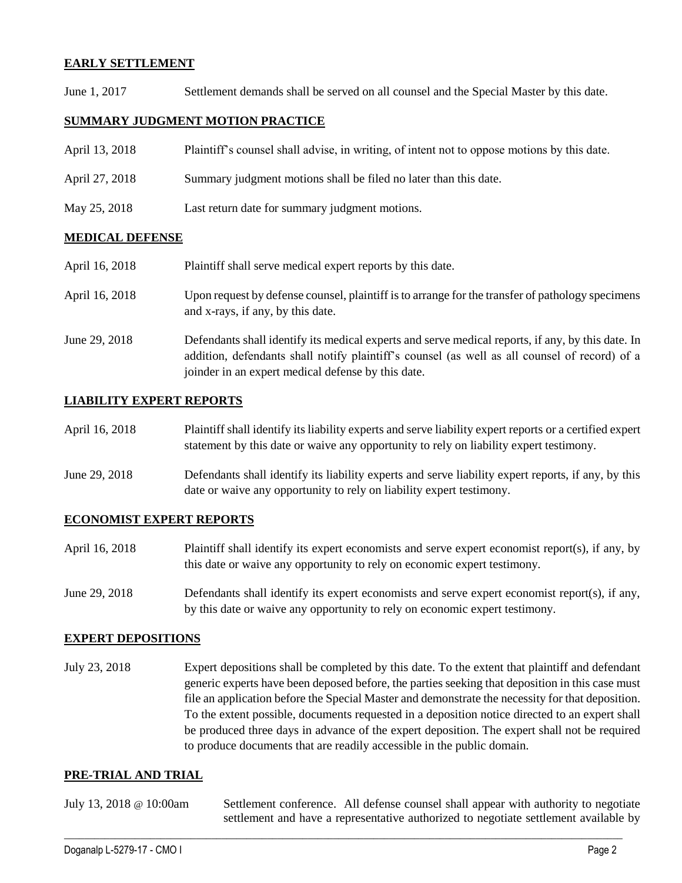## EARLY SETTLEMENT

June 1, 2017 Settlement demands shall be served on all counsel and the Special Master by this date.

## SUMMARY JUDGMENT MOTION PRACTICE

April 13, 2018 Plaintiff's counsel shall advise, in writing, of intent not to oppose motions by this date.

April 27, 2018 Summary judgment motions shall be filed no later than this date.

May 25, 2018 Last return date for summary judgment motions.

## MEDICAL DEFENSE

April 16, 2018 Plaintiff shall serve medical expert reports by this date.

April 16, 2018 Upon request by defense counsel, plaintiff is to arrange for the transfer of pathology specimens and x-rays, if any, by this date.

June 29, 2018 Defendants shall identify its medical experts and serve medical reports, if any, by this date. In addition, defendants shall notify plaintiff's counsel (as well as all counsel of record) of a joinder in an expert medical defense by this date.

## LIABILITY EXPERT REPORTS

April 16, 2018 Plaintiff shall identify its liability experts and serve liability expert reports or a certified expert statement by this date or waive any opportunity to rely on liability expert testimony.

June 29, 2018 Defendants shall identify its liability experts and serve liability expert reports, if any, by this date or waive any opportunity to rely on liability expert testimony.

## ECONOMIST EXPERT REPORTS

April 16, 2018 Plaintiff shall identify its expert economists and serve expert economist report(s), if any, by this date or waive any opportunity to rely on economic expert testimony.

June 29, 2018 Defendants shall identify its expert economists and serve expert economist report(s), if any, by this date or waive any opportunity to rely on economic expert testimony.

## EXPERT DEPOSITIONS

July 23, 2018 Expert depositions shall be completed by this date. To the extent that plaintiff and defendant generic experts have been deposed before, the parties seeking that deposition in this case must file an application before the Special Master and demonstrate the necessity for that deposition. To the extent possible, documents requested in a deposition notice directed to an expert shall be produced three days in advance of the expert deposition. The expert shall not be required to produce documents that are readily accessible in the public domain.

## PRE-TRIAL AND TRIAL

July 13, 2018 @ 10:00am Settlement conference. All defense counsel shall appear with authority to negotiate settlement and have a representative authorized to negotiate settlement available by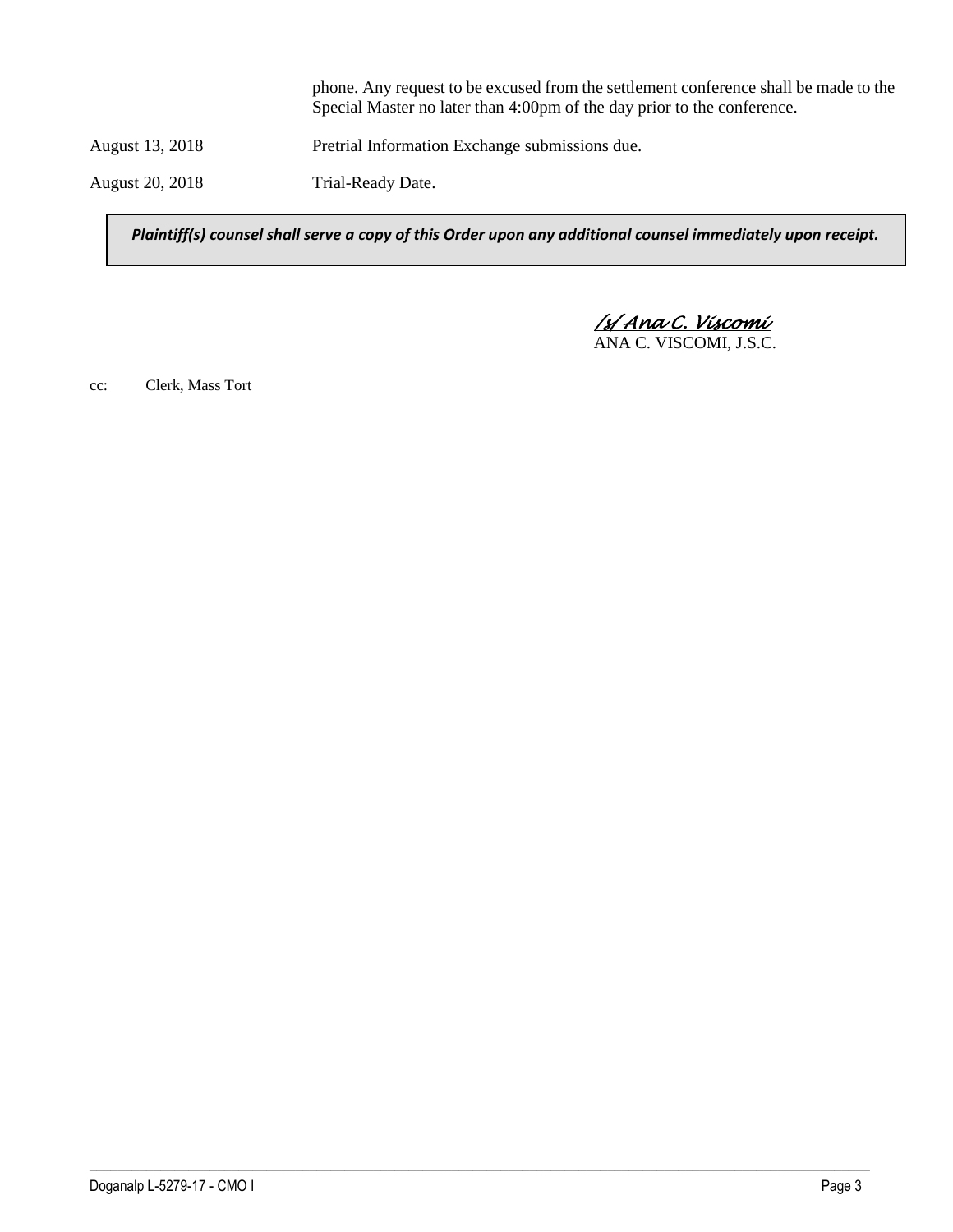| | |
|---|---|
| | phone. Any request to be excused from the settlement conference shall be made to the Special Master no later than 4:00pm of the day prior to the conference. |
| August 13, 2018 | Pretrial Information Exchange submissions due. |
| August 20, 2018 | Trial-Ready Date. |

***Plaintiff(s) counsel shall serve a copy of this Order upon any additional counsel immediately upon receipt.***

*/s/ Ana C. Viscomi*
ANA C. VISCOMI, J.S.C.

cc: Clerk, Mass Tort